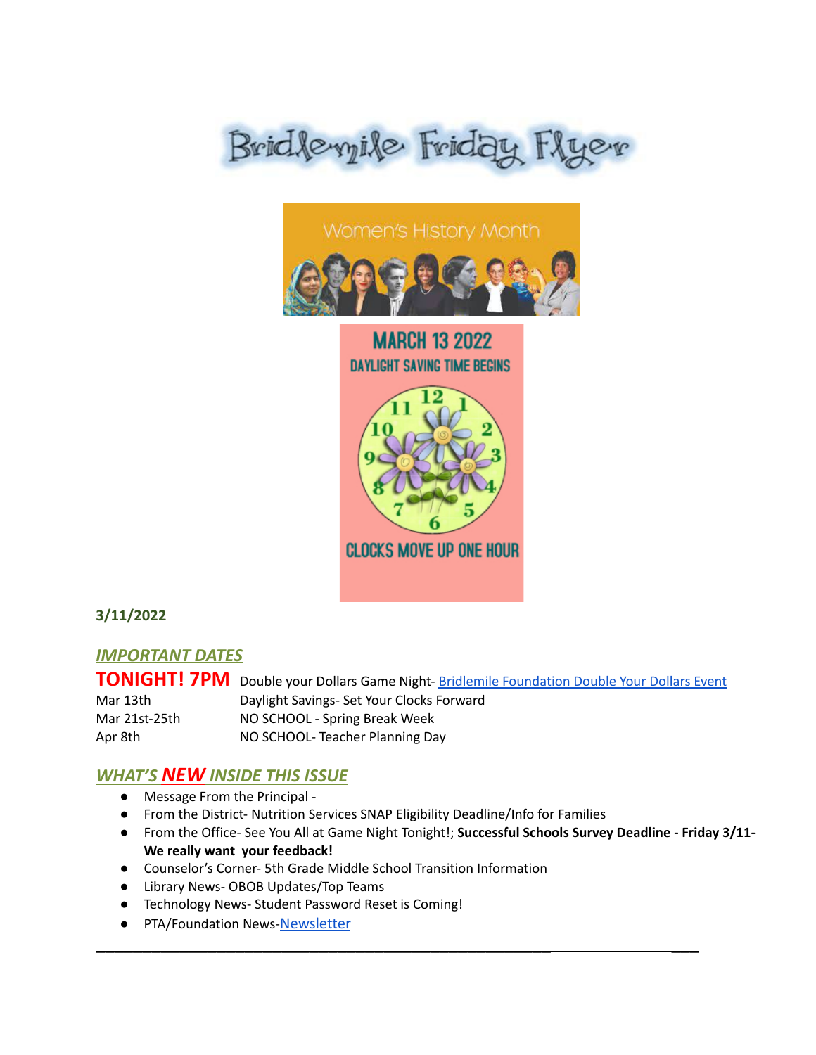# Bridlemile Friday Flyer

Women's History Month

MARCH 13 2022
DAYLIGHT SAVING TIME BEGINS
CLOCKS MOVE UP ONE HOUR

**3/11/2022**

## ***IMPORTANT DATES***

| | |
|---|---|
| **TONIGHT! 7PM** | Double your Dollars Game Night- [Bridlemile Foundation Double Your Dollars Event]() |
| Mar 13th | Daylight Savings- Set Your Clocks Forward |
| Mar 21st-25th | NO SCHOOL - Spring Break Week |
| Apr 8th | NO SCHOOL- Teacher Planning Day |

## ***WHAT'S NEW INSIDE THIS ISSUE***

- Message From the Principal -
- From the District- Nutrition Services SNAP Eligibility Deadline/Info for Families
- From the Office- See You All at Game Night Tonight!; **Successful Schools Survey Deadline - Friday 3/11- We really want your feedback!**
- Counselor's Corner- 5th Grade Middle School Transition Information
- Library News- OBOB Updates/Top Teams
- Technology News- Student Password Reset is Coming!
- PTA/Foundation News-[Newsletter]()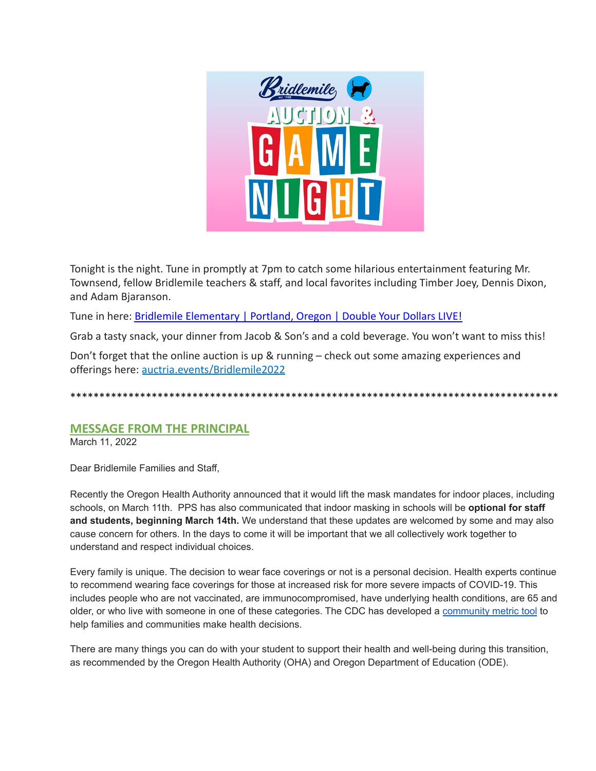Tonight is the night. Tune in promptly at 7pm to catch some hilarious entertainment featuring Mr. Townsend, fellow Bridlemile teachers & staff, and local favorites including Timber Joey, Dennis Dixon, and Adam Bjaranson.

Tune in here: [Bridlemile Elementary | Portland, Oregon | Double Your Dollars LIVE!]()

Grab a tasty snack, your dinner from Jacob & Son's and a cold beverage. You won't want to miss this!

Don't forget that the online auction is up & running – check out some amazing experiences and offerings here: [auctria.events/Bridlemile2022]()

*****************************************************************************************

## MESSAGE FROM THE PRINCIPAL

March 11, 2022

Dear Bridlemile Families and Staff,

Recently the Oregon Health Authority announced that it would lift the mask mandates for indoor places, including schools, on March 11th. PPS has also communicated that indoor masking in schools will be **optional for staff and students, beginning March 14th.** We understand that these updates are welcomed by some and may also cause concern for others. In the days to come it will be important that we all collectively work together to understand and respect individual choices.

Every family is unique. The decision to wear face coverings or not is a personal decision. Health experts continue to recommend wearing face coverings for those at increased risk for more severe impacts of COVID-19. This includes people who are not vaccinated, are immunocompromised, have underlying health conditions, are 65 and older, or who live with someone in one of these categories. The CDC has developed a [community metric tool]() to help families and communities make health decisions.

There are many things you can do with your student to support their health and well-being during this transition, as recommended by the Oregon Health Authority (OHA) and Oregon Department of Education (ODE).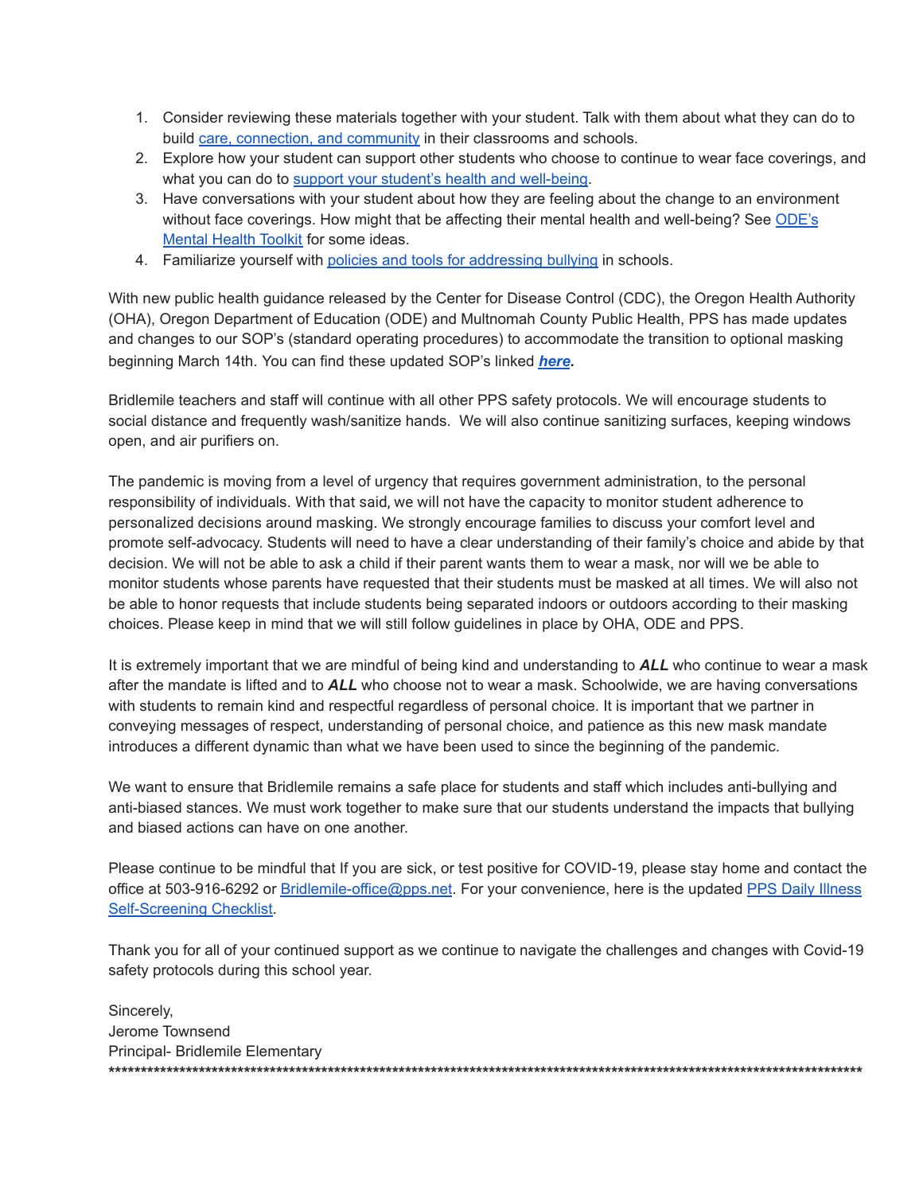1. Consider reviewing these materials together with your student. Talk with them about what they can do to build care, connection, and community in their classrooms and schools.
2. Explore how your student can support other students who choose to continue to wear face coverings, and what you can do to support your student's health and well-being.
3. Have conversations with your student about how they are feeling about the change to an environment without face coverings. How might that be affecting their mental health and well-being? See ODE's Mental Health Toolkit for some ideas.
4. Familiarize yourself with policies and tools for addressing bullying in schools.

With new public health guidance released by the Center for Disease Control (CDC), the Oregon Health Authority (OHA), Oregon Department of Education (ODE) and Multnomah County Public Health, PPS has made updates and changes to our SOP's (standard operating procedures) to accommodate the transition to optional masking beginning March 14th. You can find these updated SOP's linked ***here***.

Bridlemile teachers and staff will continue with all other PPS safety protocols. We will encourage students to social distance and frequently wash/sanitize hands. We will also continue sanitizing surfaces, keeping windows open, and air purifiers on.

The pandemic is moving from a level of urgency that requires government administration, to the personal responsibility of individuals. With that said, we will not have the capacity to monitor student adherence to personalized decisions around masking. We strongly encourage families to discuss your comfort level and promote self-advocacy. Students will need to have a clear understanding of their family's choice and abide by that decision. We will not be able to ask a child if their parent wants them to wear a mask, nor will we be able to monitor students whose parents have requested that their students must be masked at all times. We will also not be able to honor requests that include students being separated indoors or outdoors according to their masking choices. Please keep in mind that we will still follow guidelines in place by OHA, ODE and PPS.

It is extremely important that we are mindful of being kind and understanding to ***ALL*** who continue to wear a mask after the mandate is lifted and to ***ALL*** who choose not to wear a mask. Schoolwide, we are having conversations with students to remain kind and respectful regardless of personal choice. It is important that we partner in conveying messages of respect, understanding of personal choice, and patience as this new mask mandate introduces a different dynamic than what we have been used to since the beginning of the pandemic.

We want to ensure that Bridlemile remains a safe place for students and staff which includes anti-bullying and anti-biased stances. We must work together to make sure that our students understand the impacts that bullying and biased actions can have on one another.

Please continue to be mindful that If you are sick, or test positive for COVID-19, please stay home and contact the office at 503-916-6292 or Bridlemile-office@pps.net. For your convenience, here is the updated PPS Daily Illness Self-Screening Checklist.

Thank you for all of your continued support as we continue to navigate the challenges and changes with Covid-19 safety protocols during this school year.

Sincerely,
Jerome Townsend
Principal- Bridlemile Elementary

*****************************************************************************************************************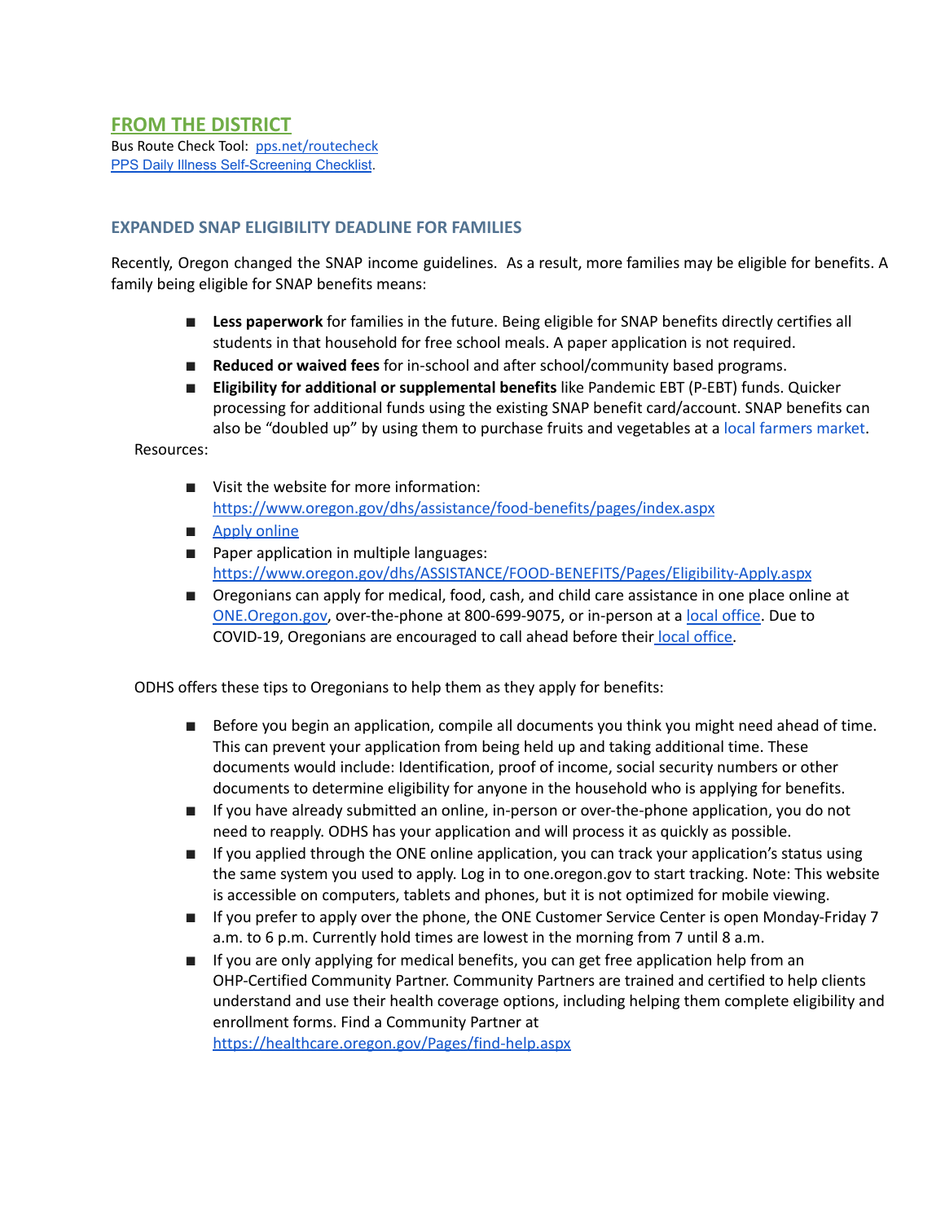## FROM THE DISTRICT

Bus Route Check Tool: [pps.net/routecheck](pps.net/routecheck)
[PPS Daily Illness Self-Screening Checklist](#).

### EXPANDED SNAP ELIGIBILITY DEADLINE FOR FAMILIES

Recently, Oregon changed the SNAP income guidelines. As a result, more families may be eligible for benefits. A family being eligible for SNAP benefits means:

- **Less paperwork** for families in the future. Being eligible for SNAP benefits directly certifies all students in that household for free school meals. A paper application is not required.
- **Reduced or waived fees** for in-school and after school/community based programs.
- **Eligibility for additional or supplemental benefits** like Pandemic EBT (P-EBT) funds. Quicker processing for additional funds using the existing SNAP benefit card/account. SNAP benefits can also be "doubled up" by using them to purchase fruits and vegetables at a local farmers market.

Resources:

- Visit the website for more information: https://www.oregon.gov/dhs/assistance/food-benefits/pages/index.aspx
- Apply online
- Paper application in multiple languages: https://www.oregon.gov/dhs/ASSISTANCE/FOOD-BENEFITS/Pages/Eligibility-Apply.aspx
- Oregonians can apply for medical, food, cash, and child care assistance in one place online at ONE.Oregon.gov, over-the-phone at 800-699-9075, or in-person at a local office. Due to COVID-19, Oregonians are encouraged to call ahead before their local office.

ODHS offers these tips to Oregonians to help them as they apply for benefits:

- Before you begin an application, compile all documents you think you might need ahead of time. This can prevent your application from being held up and taking additional time. These documents would include: Identification, proof of income, social security numbers or other documents to determine eligibility for anyone in the household who is applying for benefits.
- If you have already submitted an online, in-person or over-the-phone application, you do not need to reapply. ODHS has your application and will process it as quickly as possible.
- If you applied through the ONE online application, you can track your application's status using the same system you used to apply. Log in to one.oregon.gov to start tracking. Note: This website is accessible on computers, tablets and phones, but it is not optimized for mobile viewing.
- If you prefer to apply over the phone, the ONE Customer Service Center is open Monday-Friday 7 a.m. to 6 p.m. Currently hold times are lowest in the morning from 7 until 8 a.m.
- If you are only applying for medical benefits, you can get free application help from an OHP-Certified Community Partner. Community Partners are trained and certified to help clients understand and use their health coverage options, including helping them complete eligibility and enrollment forms. Find a Community Partner at https://healthcare.oregon.gov/Pages/find-help.aspx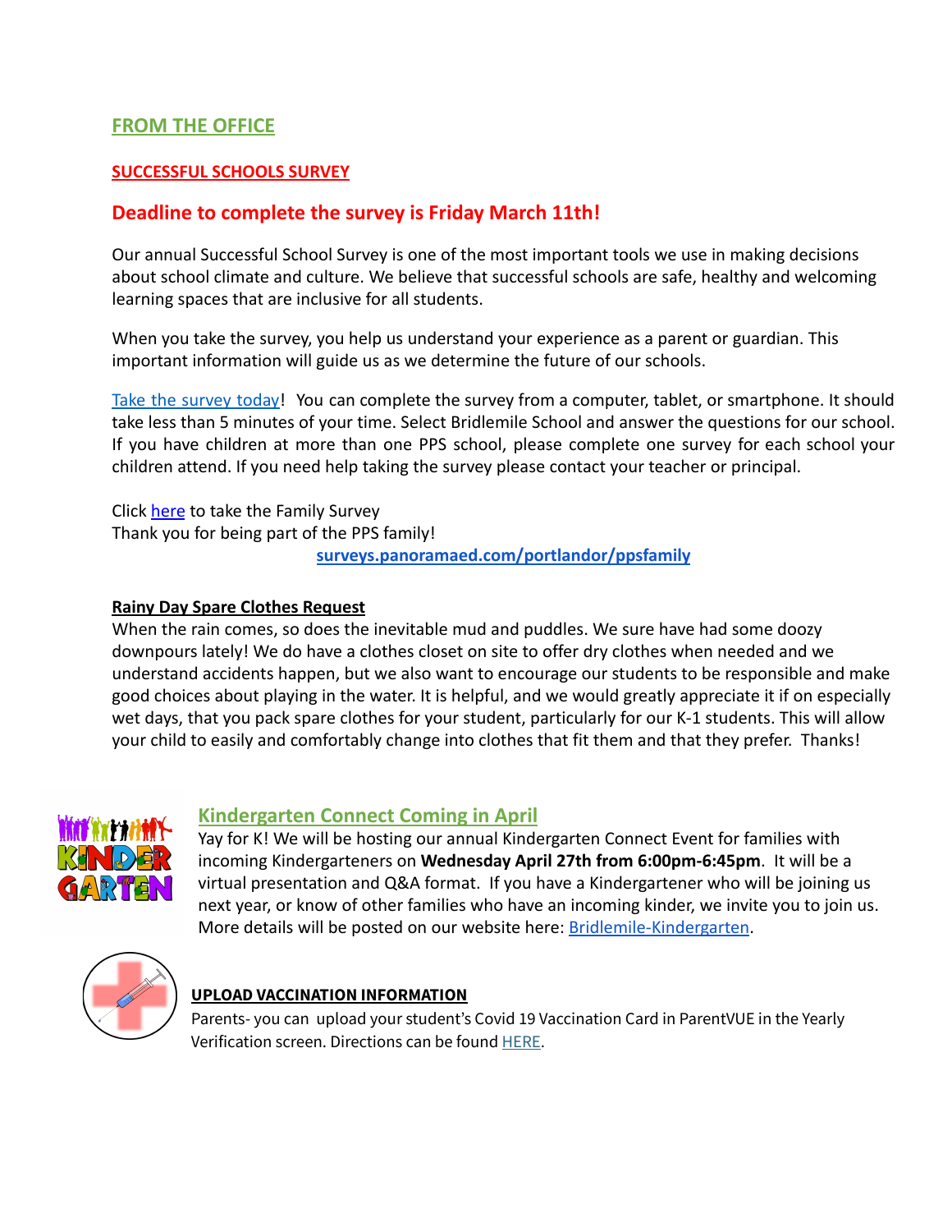## FROM THE OFFICE

### SUCCESSFUL SCHOOLS SURVEY

### Deadline to complete the survey is Friday March 11th!

Our annual Successful School Survey is one of the most important tools we use in making decisions about school climate and culture. We believe that successful schools are safe, healthy and welcoming learning spaces that are inclusive for all students.

When you take the survey, you help us understand your experience as a parent or guardian. This important information will guide us as we determine the future of our schools.

Take the survey today! You can complete the survey from a computer, tablet, or smartphone. It should take less than 5 minutes of your time. Select Bridlemile School and answer the questions for our school. If you have children at more than one PPS school, please complete one survey for each school your children attend. If you need help taking the survey please contact your teacher or principal.

Click here to take the Family Survey
Thank you for being part of the PPS family!

**surveys.panoramaed.com/portlandor/ppsfamily**

**Rainy Day Spare Clothes Request**

When the rain comes, so does the inevitable mud and puddles. We sure have had some doozy downpours lately! We do have a clothes closet on site to offer dry clothes when needed and we understand accidents happen, but we also want to encourage our students to be responsible and make good choices about playing in the water. It is helpful, and we would greatly appreciate it if on especially wet days, that you pack spare clothes for your student, particularly for our K-1 students. This will allow your child to easily and comfortably change into clothes that fit them and that they prefer. Thanks!

### Kindergarten Connect Coming in April

Yay for K! We will be hosting our annual Kindergarten Connect Event for families with incoming Kindergarteners on **Wednesday April 27th from 6:00pm-6:45pm**. It will be a virtual presentation and Q&A format. If you have a Kindergartener who will be joining us next year, or know of other families who have an incoming kinder, we invite you to join us. More details will be posted on our website here: Bridlemile-Kindergarten.

**UPLOAD VACCINATION INFORMATION**

Parents- you can upload your student's Covid 19 Vaccination Card in ParentVUE in the Yearly Verification screen. Directions can be found HERE.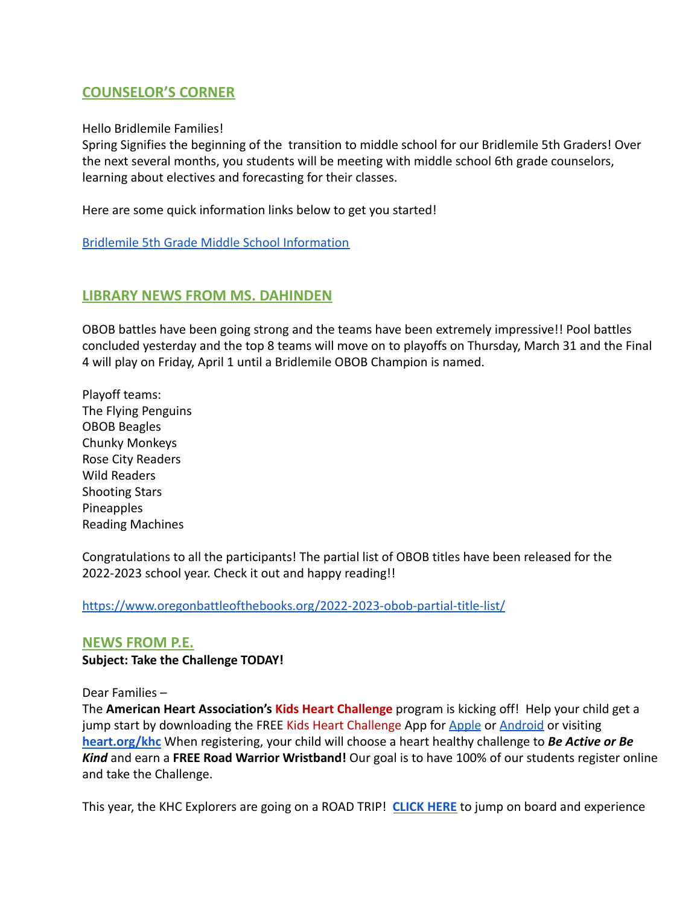## COUNSELOR'S CORNER

Hello Bridlemile Families!
Spring Signifies the beginning of the transition to middle school for our Bridlemile 5th Graders! Over the next several months, you students will be meeting with middle school 6th grade counselors, learning about electives and forecasting for their classes.

Here are some quick information links below to get you started!

[Bridlemile 5th Grade Middle School Information]()

## LIBRARY NEWS FROM MS. DAHINDEN

OBOB battles have been going strong and the teams have been extremely impressive!! Pool battles concluded yesterday and the top 8 teams will move on to playoffs on Thursday, March 31 and the Final 4 will play on Friday, April 1 until a Bridlemile OBOB Champion is named.

Playoff teams:
The Flying Penguins
OBOB Beagles
Chunky Monkeys
Rose City Readers
Wild Readers
Shooting Stars
Pineapples
Reading Machines

Congratulations to all the participants! The partial list of OBOB titles have been released for the 2022-2023 school year. Check it out and happy reading!!

https://www.oregonbattleofthebooks.org/2022-2023-obob-partial-title-list/

## NEWS FROM P.E.

**Subject: Take the Challenge TODAY!**

Dear Families –
The **American Heart Association's Kids Heart Challenge** program is kicking off! Help your child get a jump start by downloading the FREE Kids Heart Challenge App for [Apple]() or [Android]() or visiting **[heart.org/khc]()** When registering, your child will choose a heart healthy challenge to ***Be Active or Be Kind*** and earn a **FREE Road Warrior Wristband!** Our goal is to have 100% of our students register online and take the Challenge.

This year, the KHC Explorers are going on a ROAD TRIP! **[CLICK HERE]()** to jump on board and experience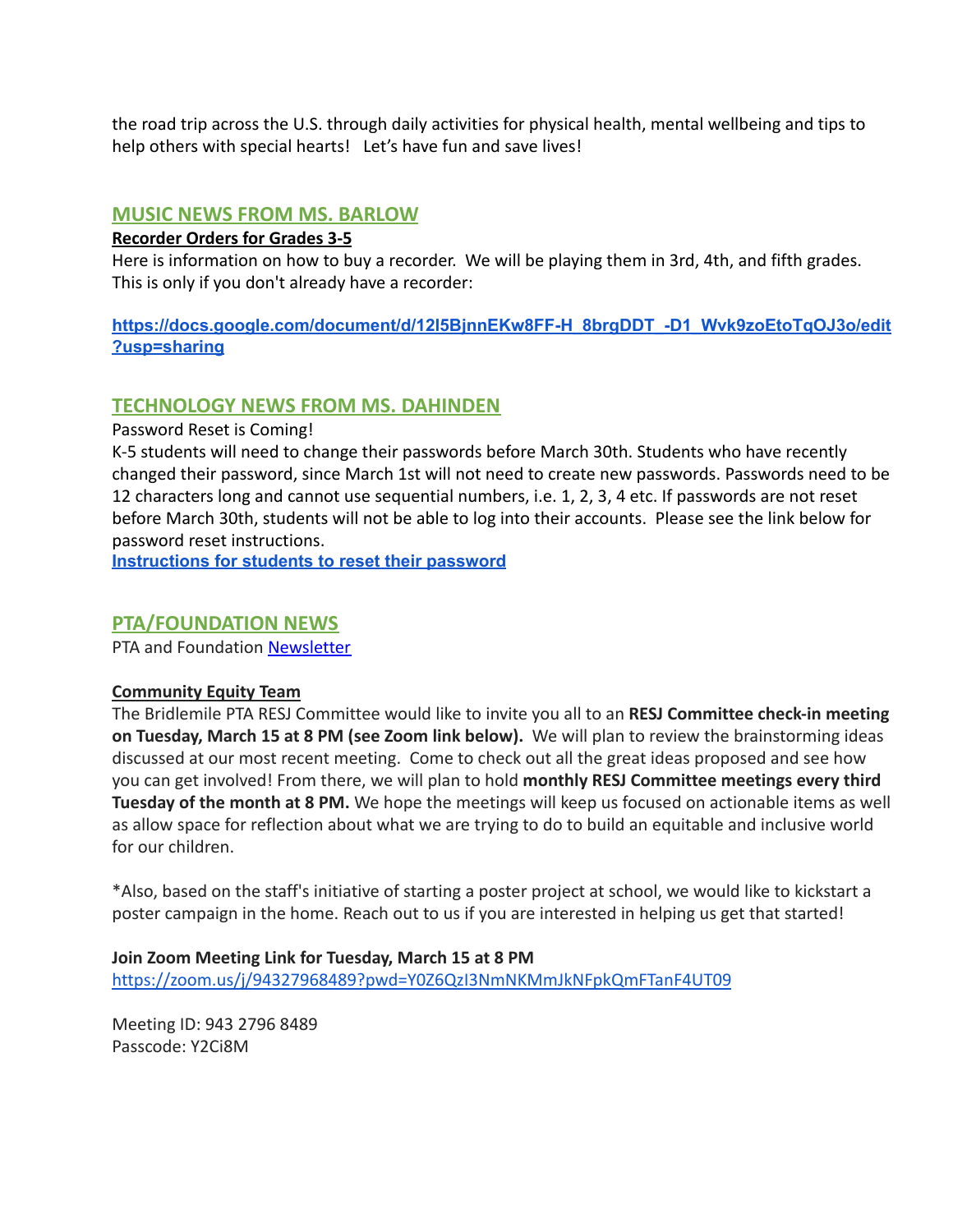the road trip across the U.S. through daily activities for physical health, mental wellbeing and tips to help others with special hearts!   Let's have fun and save lives!

## MUSIC NEWS FROM MS. BARLOW

**Recorder Orders for Grades 3-5**

Here is information on how to buy a recorder.  We will be playing them in 3rd, 4th, and fifth grades. This is only if you don't already have a recorder:

**https://docs.google.com/document/d/12I5BjnnEKw8FF-H_8brgDDT_-D1_Wvk9zoEtoTqOJ3o/edit?usp=sharing**

## TECHNOLOGY NEWS FROM MS. DAHINDEN

Password Reset is Coming!

K-5 students will need to change their passwords before March 30th. Students who have recently changed their password, since March 1st will not need to create new passwords. Passwords need to be 12 characters long and cannot use sequential numbers, i.e. 1, 2, 3, 4 etc. If passwords are not reset before March 30th, students will not be able to log into their accounts.  Please see the link below for password reset instructions.

**Instructions for students to reset their password**

## PTA/FOUNDATION NEWS

PTA and Foundation Newsletter

**Community Equity Team**

The Bridlemile PTA RESJ Committee would like to invite you all to an **RESJ Committee check-in meeting on Tuesday, March 15 at 8 PM (see Zoom link below).**  We will plan to review the brainstorming ideas discussed at our most recent meeting.  Come to check out all the great ideas proposed and see how you can get involved! From there, we will plan to hold **monthly RESJ Committee meetings every third Tuesday of the month at 8 PM.** We hope the meetings will keep us focused on actionable items as well as allow space for reflection about what we are trying to do to build an equitable and inclusive world for our children.

*Also, based on the staff's initiative of starting a poster project at school, we would like to kickstart a poster campaign in the home. Reach out to us if you are interested in helping us get that started!

**Join Zoom Meeting Link for Tuesday, March 15 at 8 PM**

https://zoom.us/j/94327968489?pwd=Y0Z6QzI3NmNKMmJkNFpkQmFTanF4UT09

Meeting ID: 943 2796 8489

Passcode: Y2Ci8M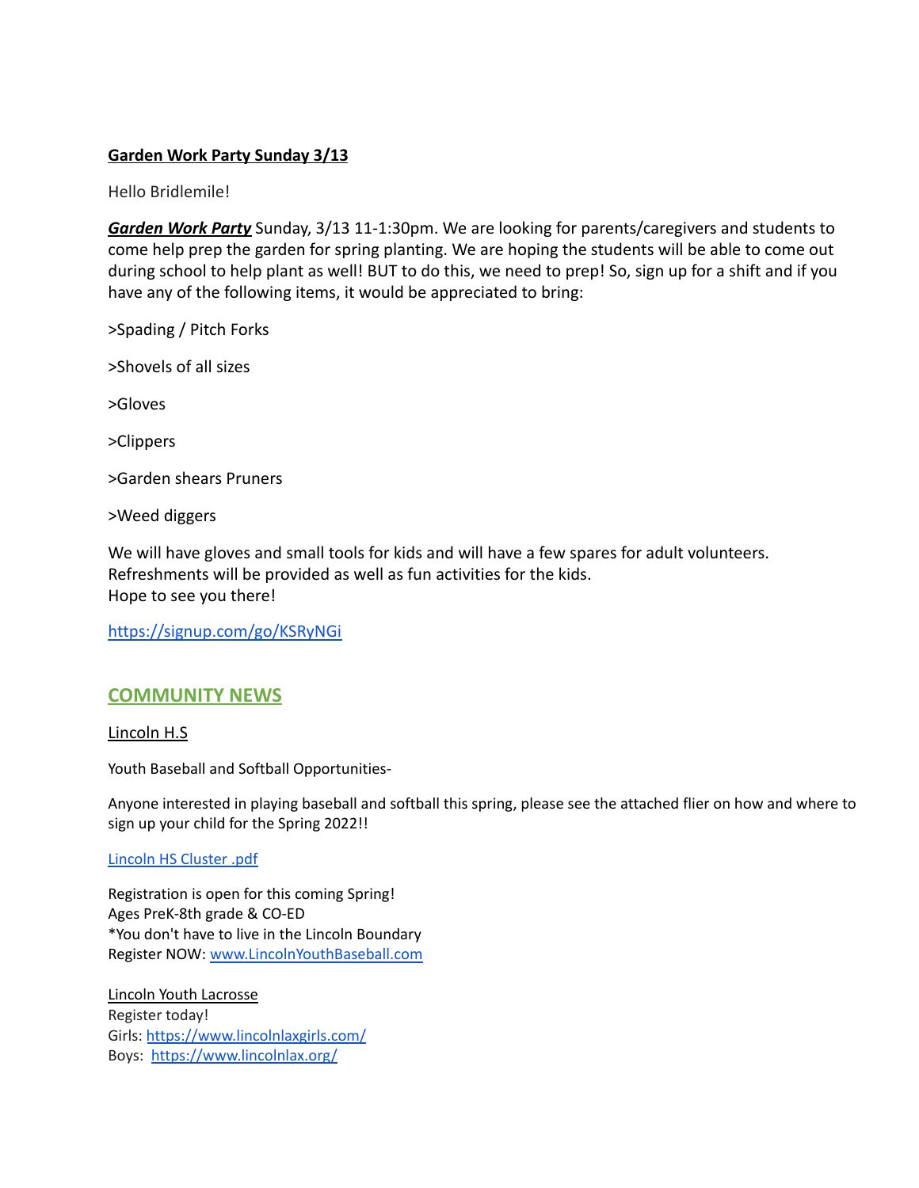**Garden Work Party Sunday 3/13**

Hello Bridlemile!

***Garden Work Party*** Sunday, 3/13 11-1:30pm. We are looking for parents/caregivers and students to come help prep the garden for spring planting. We are hoping the students will be able to come out during school to help plant as well! BUT to do this, we need to prep! So, sign up for a shift and if you have any of the following items, it would be appreciated to bring:

>Spading / Pitch Forks

>Shovels of all sizes

>Gloves

>Clippers

>Garden shears Pruners

>Weed diggers

We will have gloves and small tools for kids and will have a few spares for adult volunteers.
Refreshments will be provided as well as fun activities for the kids.
Hope to see you there!

https://signup.com/go/KSRyNGi

## COMMUNITY NEWS

Lincoln H.S

Youth Baseball and Softball Opportunities-

Anyone interested in playing baseball and softball this spring, please see the attached flier on how and where to sign up your child for the Spring 2022!!

Lincoln HS Cluster .pdf

Registration is open for this coming Spring!
Ages PreK-8th grade & CO-ED
*You don't have to live in the Lincoln Boundary
Register NOW: www.LincolnYouthBaseball.com

Lincoln Youth Lacrosse
Register today!
Girls: https://www.lincolnlaxgirls.com/
Boys: https://www.lincolnlax.org/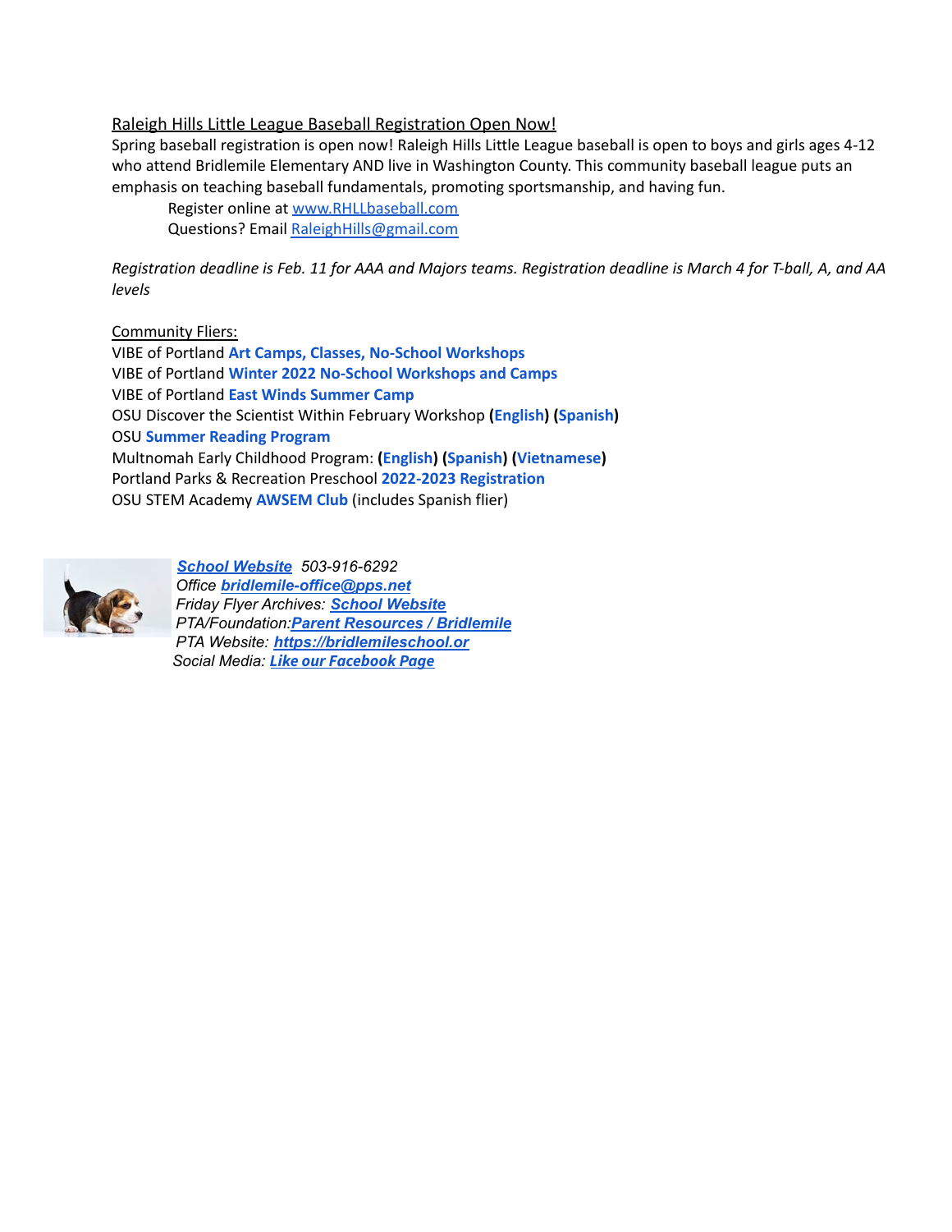Raleigh Hills Little League Baseball Registration Open Now!

Spring baseball registration is open now! Raleigh Hills Little League baseball is open to boys and girls ages 4-12 who attend Bridlemile Elementary AND live in Washington County. This community baseball league puts an emphasis on teaching baseball fundamentals, promoting sportsmanship, and having fun.

Register online at www.RHLLbaseball.com
Questions? Email RaleighHills@gmail.com

*Registration deadline is Feb. 11 for AAA and Majors teams. Registration deadline is March 4 for T-ball, A, and AA levels*

Community Fliers:

VIBE of Portland **Art Camps, Classes, No-School Workshops**
VIBE of Portland **Winter 2022 No-School Workshops and Camps**
VIBE of Portland **East Winds Summer Camp**
OSU Discover the Scientist Within February Workshop **(English) (Spanish)**
OSU **Summer Reading Program**
Multnomah Early Childhood Program: **(English) (Spanish) (Vietnamese)**
Portland Parks & Recreation Preschool **2022-2023 Registration**
OSU STEM Academy **AWSEM Club** (includes Spanish flier)

***School Website*** *503-916-6292*
*Office* ***bridlemile-office@pps.net***
*Friday Flyer Archives:* ***School Website***
*PTA/Foundation:****Parent Resources / Bridlemile***
*PTA Website:* ***https://bridlemileschool.or***
*Social Media:* ***Like our Facebook Page***